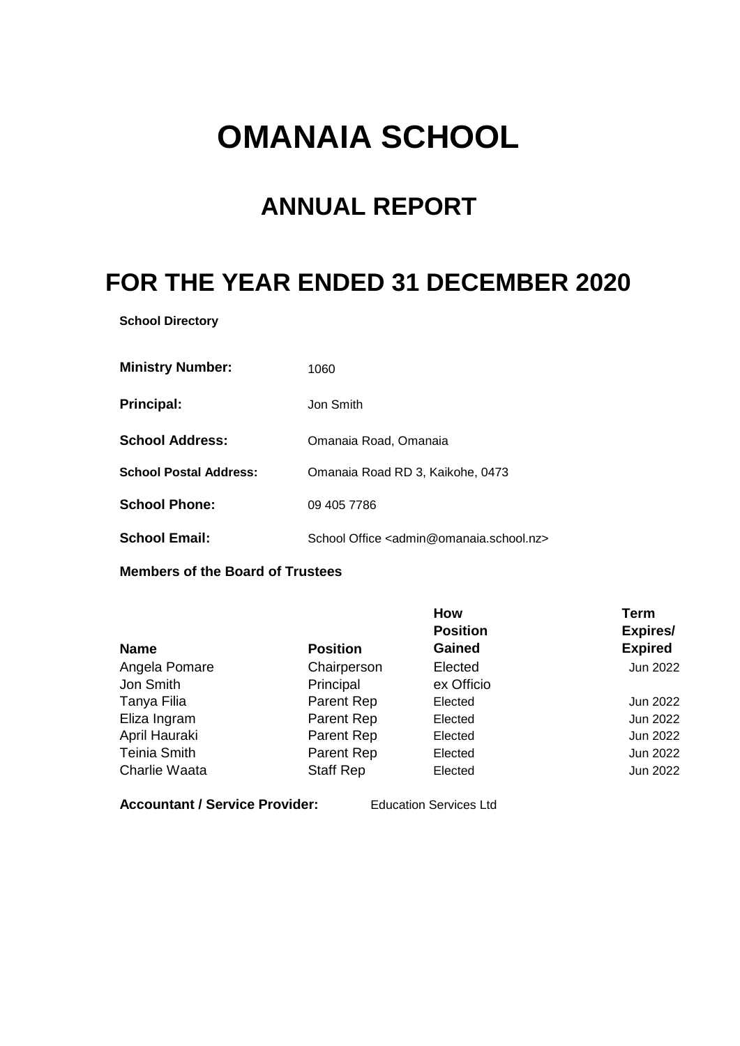# OMANAIA SCHOOL

## ANNUAL REPORT

## FOR THE YEAR ENDED 31 DECEMBER 2020

**School Directory**

| | |
|---|---|
| **Ministry Number:** | 1060 |
| **Principal:** | Jon Smith |
| **School Address:** | Omanaia Road, Omanaia |
| **School Postal Address:** | Omanaia Road RD 3, Kaikohe, 0473 |
| **School Phone:** | 09 405 7786 |
| **School Email:** | School Office <admin@omanaia.school.nz> |

**Members of the Board of Trustees**

| Name | Position | How Position Gained | Term Expires/ Expired |
|---|---|---|---|
| Angela Pomare | Chairperson | Elected | Jun 2022 |
| Jon Smith | Principal | ex Officio | |
| Tanya Filia | Parent Rep | Elected | Jun 2022 |
| Eliza Ingram | Parent Rep | Elected | Jun 2022 |
| April Hauraki | Parent Rep | Elected | Jun 2022 |
| Teinia Smith | Parent Rep | Elected | Jun 2022 |
| Charlie Waata | Staff Rep | Elected | Jun 2022 |

**Accountant / Service Provider:** Education Services Ltd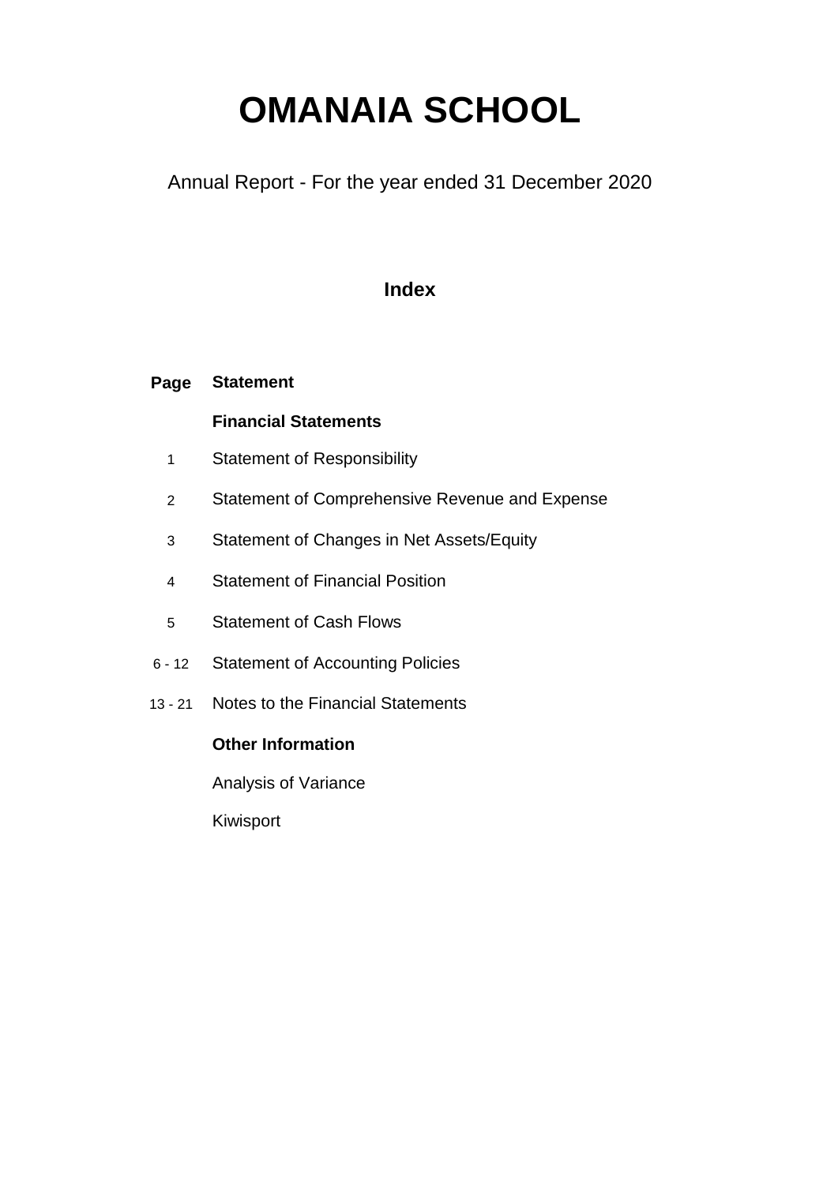# OMANAIA SCHOOL

Annual Report - For the year ended 31 December 2020

## Index

| Page | Statement |
|---|---|
| | **Financial Statements** |
| 1 | Statement of Responsibility |
| 2 | Statement of Comprehensive Revenue and Expense |
| 3 | Statement of Changes in Net Assets/Equity |
| 4 | Statement of Financial Position |
| 5 | Statement of Cash Flows |
| 6 - 12 | Statement of Accounting Policies |
| 13 - 21 | Notes to the Financial Statements |
| | **Other Information** |
| | Analysis of Variance |
| | Kiwisport |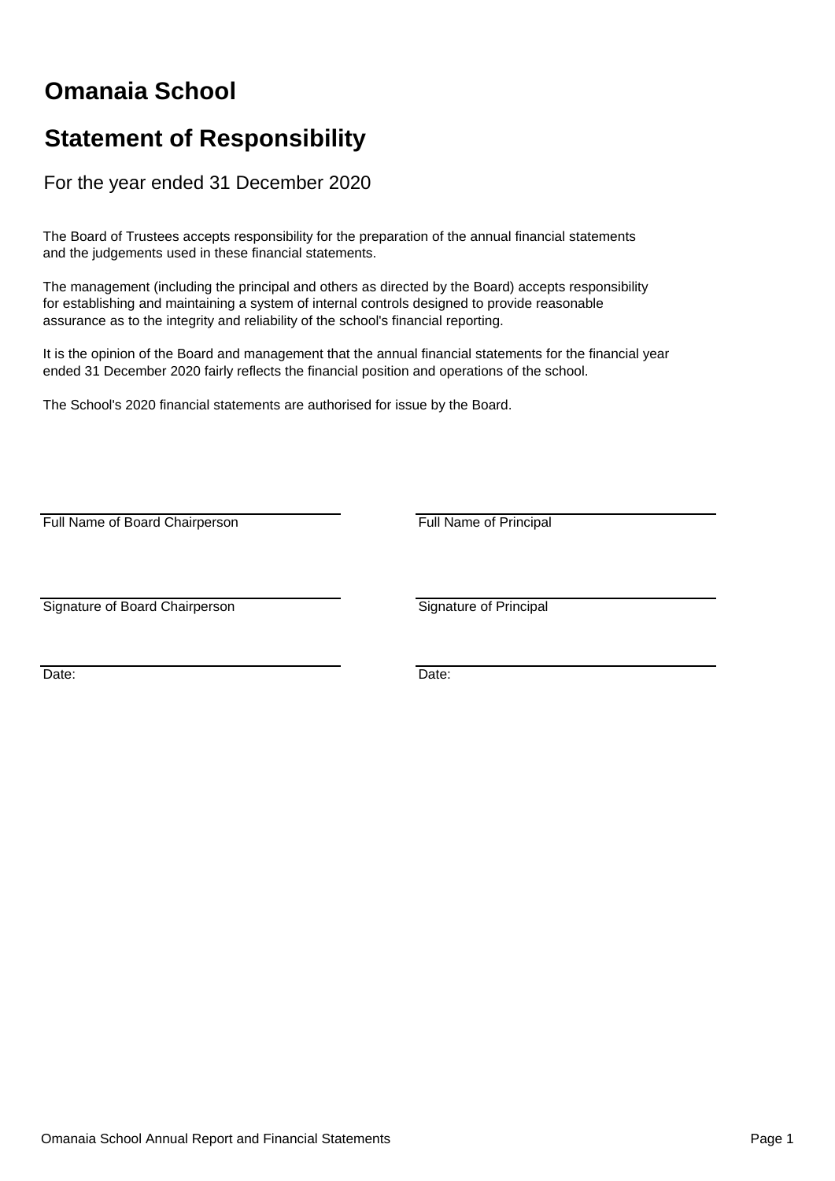# Omanaia School

## Statement of Responsibility

For the year ended 31 December 2020

The Board of Trustees accepts responsibility for the preparation of the annual financial statements and the judgements used in these financial statements.

The management (including the principal and others as directed by the Board) accepts responsibility for establishing and maintaining a system of internal controls designed to provide reasonable assurance as to the integrity and reliability of the school's financial reporting.

It is the opinion of the Board and management that the annual financial statements for the financial year ended 31 December 2020 fairly reflects the financial position and operations of the school.

The School's 2020 financial statements are authorised for issue by the Board.

| | |
|---|---|
| Full Name of Board Chairperson | Full Name of Principal |
| Signature of Board Chairperson | Signature of Principal |
| Date: | Date: |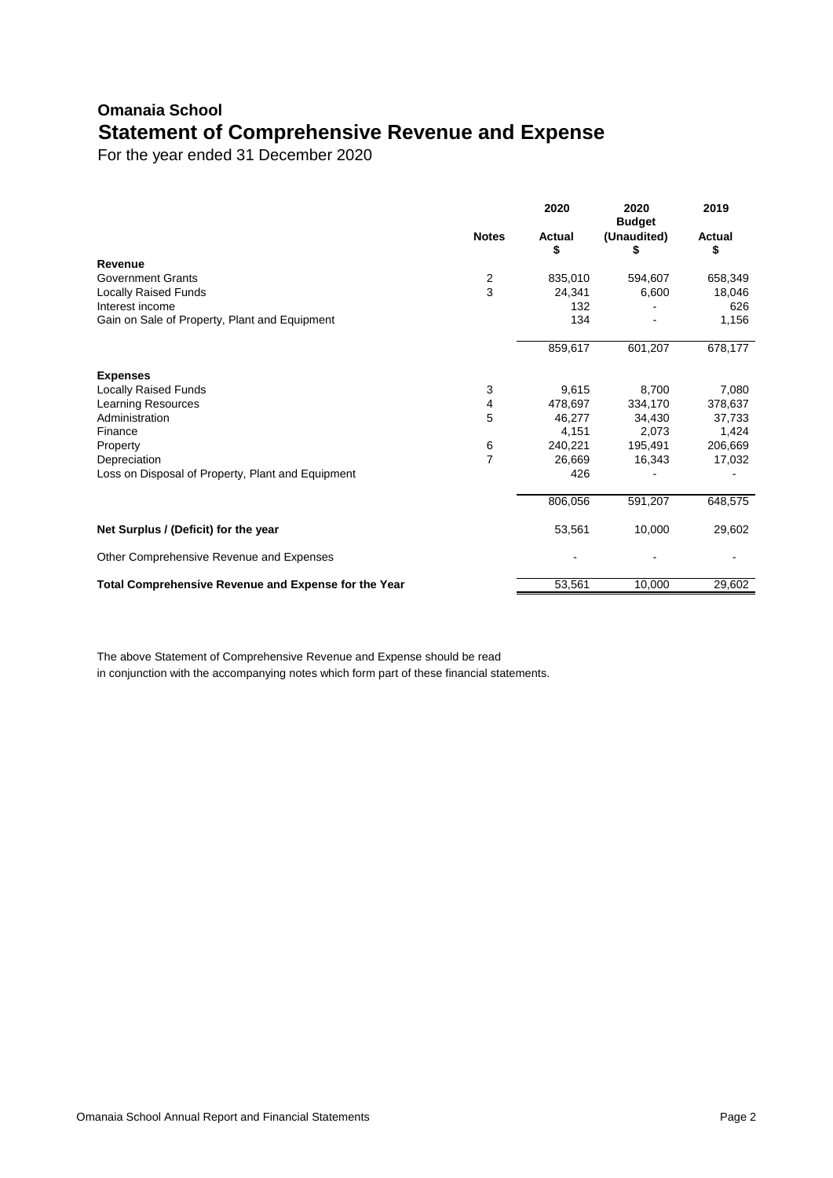# Omanaia School

## Statement of Comprehensive Revenue and Expense

For the year ended 31 December 2020

| | Notes | 2020 Actual $ | 2020 Budget (Unaudited) $ | 2019 Actual $ |
|---|---|---|---|---|
| **Revenue** | | | | |
| Government Grants | 2 | 835,010 | 594,607 | 658,349 |
| Locally Raised Funds | 3 | 24,341 | 6,600 | 18,046 |
| Interest income | | 132 | - | 626 |
| Gain on Sale of Property, Plant and Equipment | | 134 | - | 1,156 |
| | | 859,617 | 601,207 | 678,177 |
| **Expenses** | | | | |
| Locally Raised Funds | 3 | 9,615 | 8,700 | 7,080 |
| Learning Resources | 4 | 478,697 | 334,170 | 378,637 |
| Administration | 5 | 46,277 | 34,430 | 37,733 |
| Finance | | 4,151 | 2,073 | 1,424 |
| Property | 6 | 240,221 | 195,491 | 206,669 |
| Depreciation | 7 | 26,669 | 16,343 | 17,032 |
| Loss on Disposal of Property, Plant and Equipment | | 426 | - | - |
| | | 806,056 | 591,207 | 648,575 |
| **Net Surplus / (Deficit) for the year** | | 53,561 | 10,000 | 29,602 |
| Other Comprehensive Revenue and Expenses | | - | - | - |
| **Total Comprehensive Revenue and Expense for the Year** | | 53,561 | 10,000 | 29,602 |

The above Statement of Comprehensive Revenue and Expense should be read in conjunction with the accompanying notes which form part of these financial statements.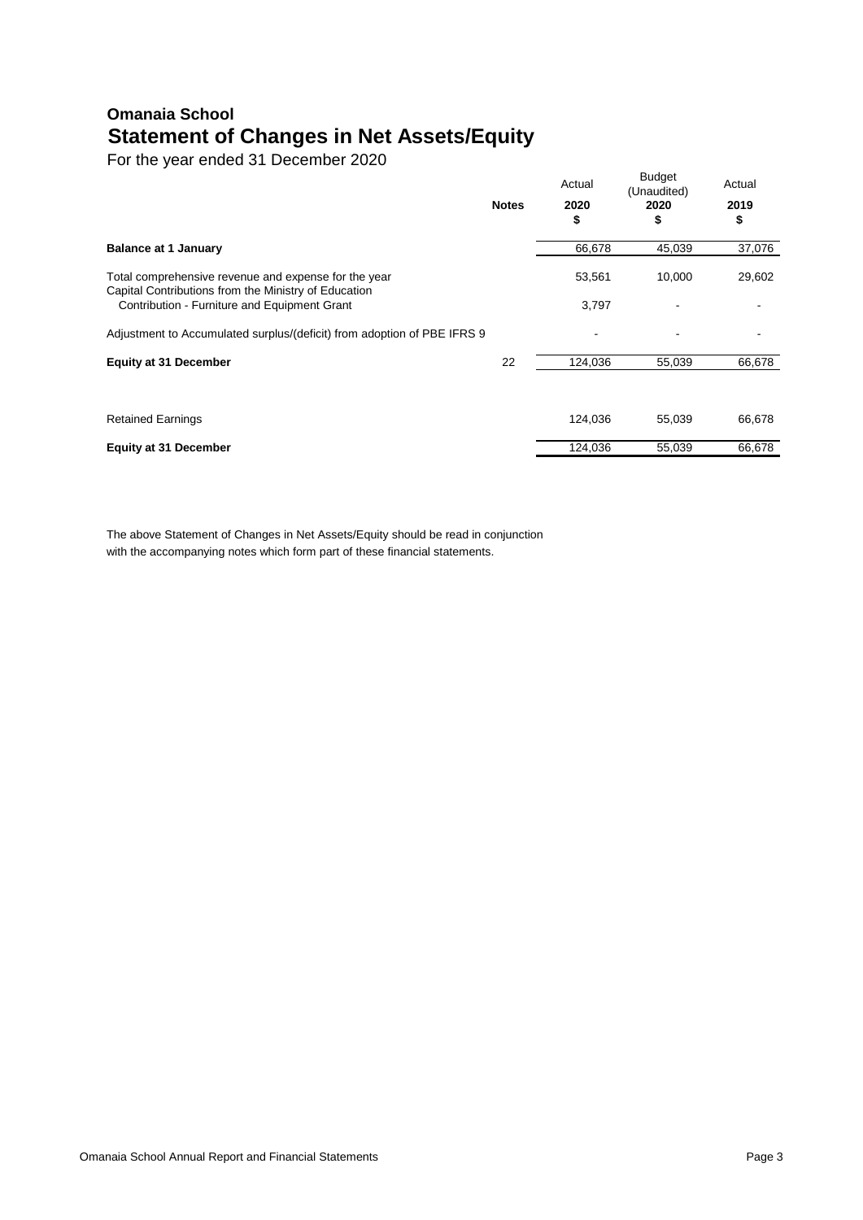# Omanaia School

## Statement of Changes in Net Assets/Equity

For the year ended 31 December 2020

| | Notes | Actual 2020 $ | Budget (Unaudited) 2020 $ | Actual 2019 $ |
|---|---|---|---|---|
| **Balance at 1 January** | | 66,678 | 45,039 | 37,076 |
| Total comprehensive revenue and expense for the year | | 53,561 | 10,000 | 29,602 |
| Capital Contributions from the Ministry of Education | | | | |
| Contribution - Furniture and Equipment Grant | | 3,797 | - | - |
| Adjustment to Accumulated surplus/(deficit) from adoption of PBE IFRS 9 | | - | - | - |
| **Equity at 31 December** | 22 | 124,036 | 55,039 | 66,678 |
| | | | | |
| Retained Earnings | | 124,036 | 55,039 | 66,678 |
| **Equity at 31 December** | | 124,036 | 55,039 | 66,678 |

The above Statement of Changes in Net Assets/Equity should be read in conjunction with the accompanying notes which form part of these financial statements.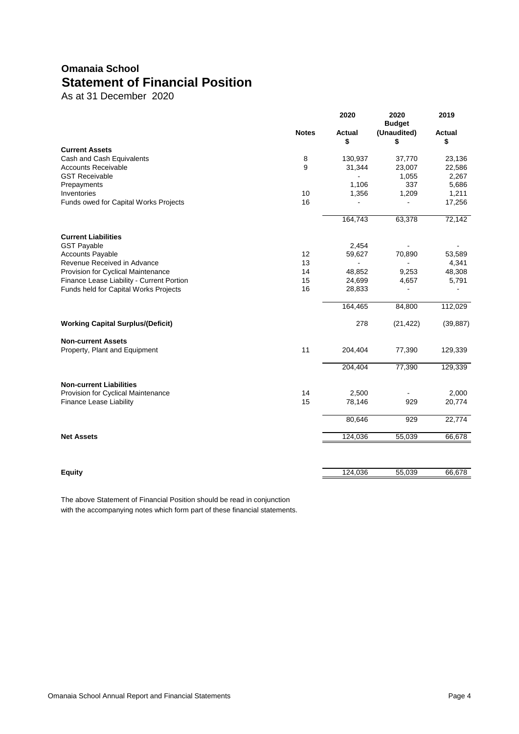# Omanaia School

## Statement of Financial Position

As at 31 December 2020

| | Notes | 2020 Actual $ | 2020 Budget (Unaudited) $ | 2019 Actual $ |
|---|---|---|---|---|
| **Current Assets** | | | | |
| Cash and Cash Equivalents | 8 | 130,937 | 37,770 | 23,136 |
| Accounts Receivable | 9 | 31,344 | 23,007 | 22,586 |
| GST Receivable | | - | 1,055 | 2,267 |
| Prepayments | | 1,106 | 337 | 5,686 |
| Inventories | 10 | 1,356 | 1,209 | 1,211 |
| Funds owed for Capital Works Projects | 16 | - | - | 17,256 |
| | | 164,743 | 63,378 | 72,142 |
| **Current Liabilities** | | | | |
| GST Payable | | 2,454 | - | - |
| Accounts Payable | 12 | 59,627 | 70,890 | 53,589 |
| Revenue Received in Advance | 13 | - | - | 4,341 |
| Provision for Cyclical Maintenance | 14 | 48,852 | 9,253 | 48,308 |
| Finance Lease Liability - Current Portion | 15 | 24,699 | 4,657 | 5,791 |
| Funds held for Capital Works Projects | 16 | 28,833 | - | - |
| | | 164,465 | 84,800 | 112,029 |
| **Working Capital Surplus/(Deficit)** | | 278 | (21,422) | (39,887) |
| **Non-current Assets** | | | | |
| Property, Plant and Equipment | 11 | 204,404 | 77,390 | 129,339 |
| | | 204,404 | 77,390 | 129,339 |
| **Non-current Liabilities** | | | | |
| Provision for Cyclical Maintenance | 14 | 2,500 | - | 2,000 |
| Finance Lease Liability | 15 | 78,146 | 929 | 20,774 |
| | | 80,646 | 929 | 22,774 |
| **Net Assets** | | 124,036 | 55,039 | 66,678 |
| **Equity** | | 124,036 | 55,039 | 66,678 |

The above Statement of Financial Position should be read in conjunction with the accompanying notes which form part of these financial statements.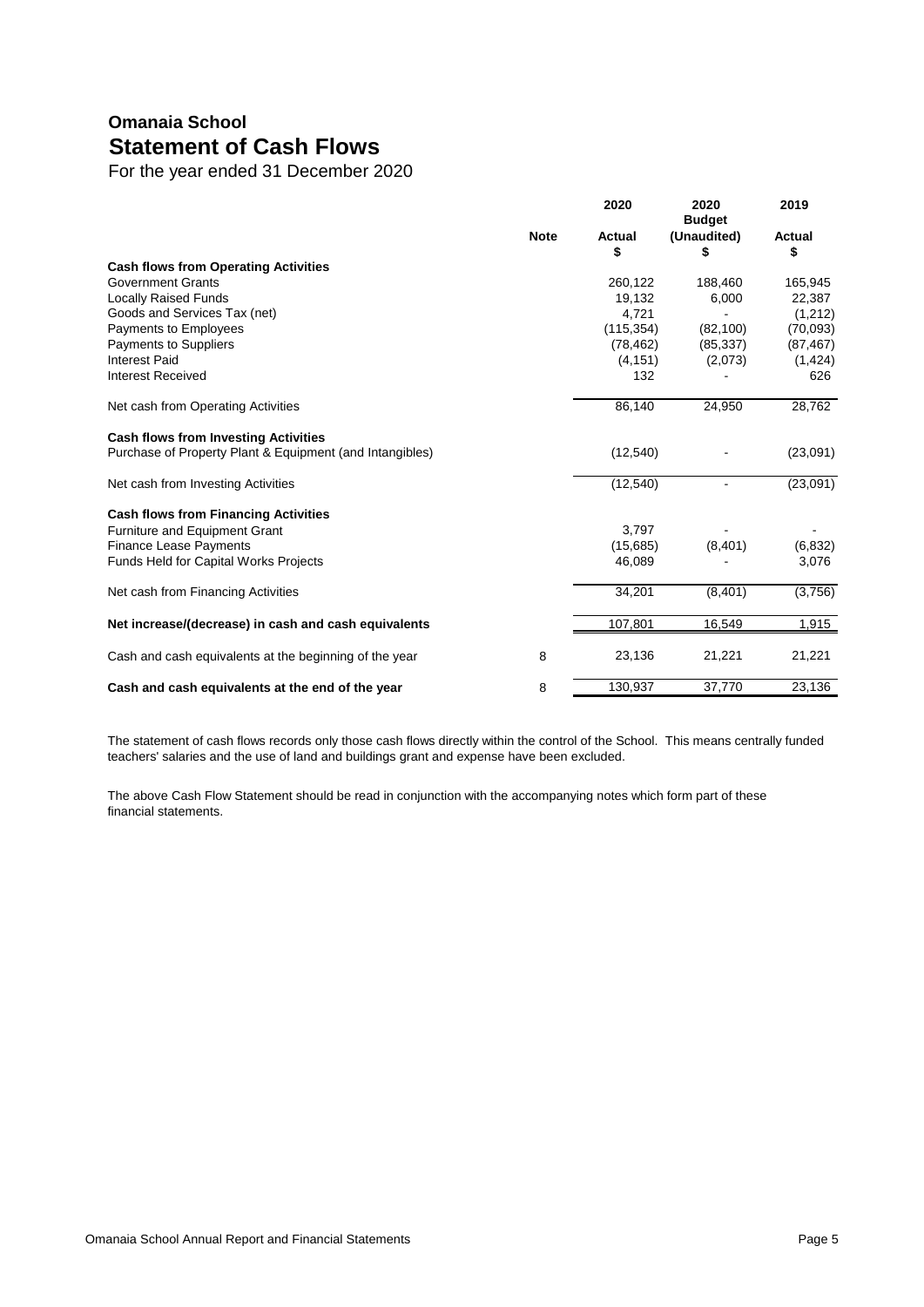# Omanaia School
## Statement of Cash Flows

For the year ended 31 December 2020

| | Note | 2020 Actual $ | 2020 Budget (Unaudited) $ | 2019 Actual $ |
|---|---|---|---|---|
| **Cash flows from Operating Activities** | | | | |
| Government Grants | | 260,122 | 188,460 | 165,945 |
| Locally Raised Funds | | 19,132 | 6,000 | 22,387 |
| Goods and Services Tax (net) | | 4,721 | - | (1,212) |
| Payments to Employees | | (115,354) | (82,100) | (70,093) |
| Payments to Suppliers | | (78,462) | (85,337) | (87,467) |
| Interest Paid | | (4,151) | (2,073) | (1,424) |
| Interest Received | | 132 | - | 626 |
| Net cash from Operating Activities | | 86,140 | 24,950 | 28,762 |
| **Cash flows from Investing Activities** | | | | |
| Purchase of Property Plant & Equipment (and Intangibles) | | (12,540) | - | (23,091) |
| Net cash from Investing Activities | | (12,540) | - | (23,091) |
| **Cash flows from Financing Activities** | | | | |
| Furniture and Equipment Grant | | 3,797 | - | - |
| Finance Lease Payments | | (15,685) | (8,401) | (6,832) |
| Funds Held for Capital Works Projects | | 46,089 | - | 3,076 |
| Net cash from Financing Activities | | 34,201 | (8,401) | (3,756) |
| **Net increase/(decrease) in cash and cash equivalents** | | 107,801 | 16,549 | 1,915 |
| Cash and cash equivalents at the beginning of the year | 8 | 23,136 | 21,221 | 21,221 |
| **Cash and cash equivalents at the end of the year** | 8 | 130,937 | 37,770 | 23,136 |

The statement of cash flows records only those cash flows directly within the control of the School. This means centrally funded teachers' salaries and the use of land and buildings grant and expense have been excluded.

The above Cash Flow Statement should be read in conjunction with the accompanying notes which form part of these financial statements.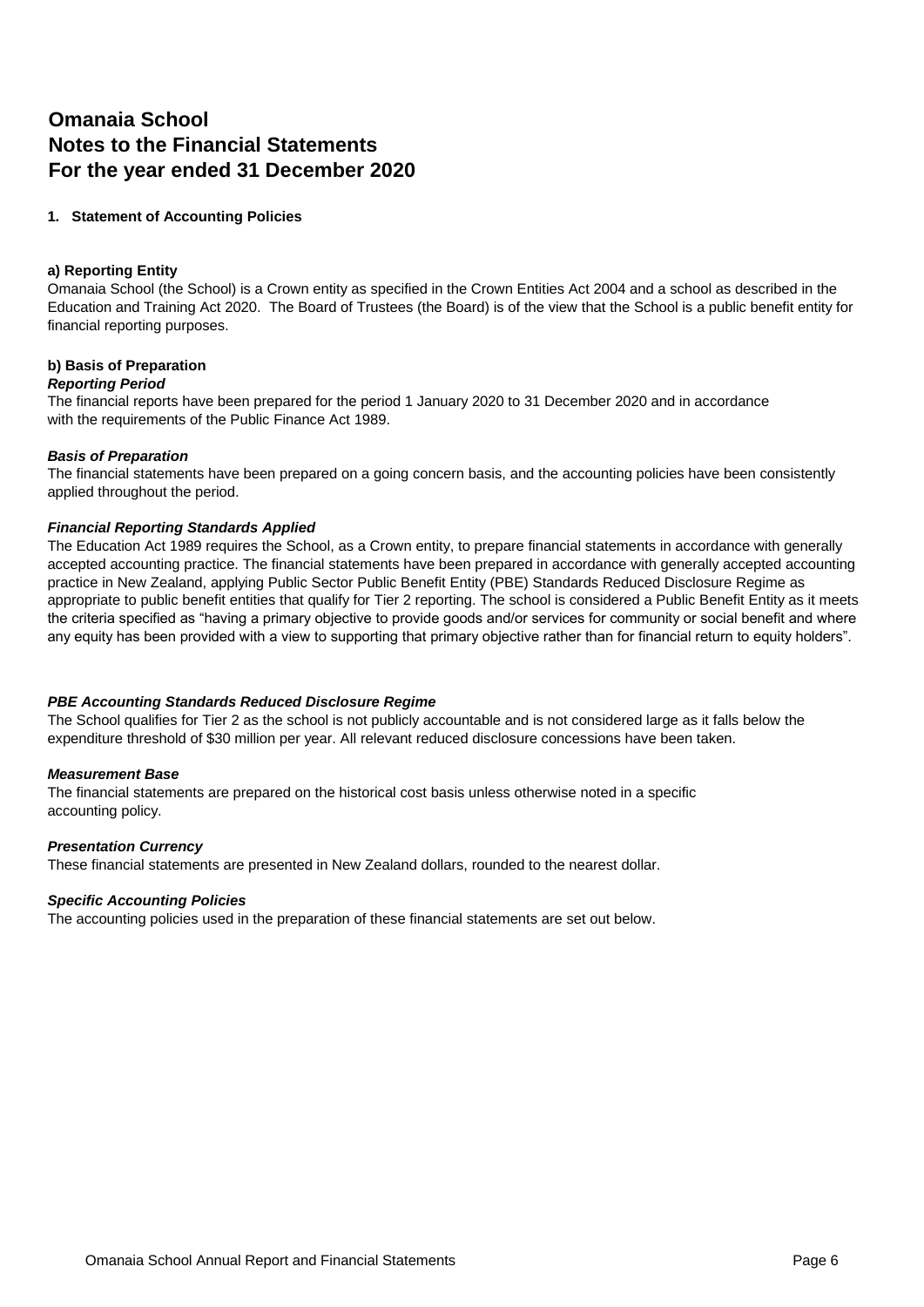# Omanaia School
# Notes to the Financial Statements
# For the year ended 31 December 2020

**1. Statement of Accounting Policies**

**a) Reporting Entity**

Omanaia School (the School) is a Crown entity as specified in the Crown Entities Act 2004 and a school as described in the Education and Training Act 2020. The Board of Trustees (the Board) is of the view that the School is a public benefit entity for financial reporting purposes.

**b) Basis of Preparation**

***Reporting Period***

The financial reports have been prepared for the period 1 January 2020 to 31 December 2020 and in accordance with the requirements of the Public Finance Act 1989.

***Basis of Preparation***

The financial statements have been prepared on a going concern basis, and the accounting policies have been consistently applied throughout the period.

***Financial Reporting Standards Applied***

The Education Act 1989 requires the School, as a Crown entity, to prepare financial statements in accordance with generally accepted accounting practice. The financial statements have been prepared in accordance with generally accepted accounting practice in New Zealand, applying Public Sector Public Benefit Entity (PBE) Standards Reduced Disclosure Regime as appropriate to public benefit entities that qualify for Tier 2 reporting. The school is considered a Public Benefit Entity as it meets the criteria specified as "having a primary objective to provide goods and/or services for community or social benefit and where any equity has been provided with a view to supporting that primary objective rather than for financial return to equity holders".

***PBE Accounting Standards Reduced Disclosure Regime***

The School qualifies for Tier 2 as the school is not publicly accountable and is not considered large as it falls below the expenditure threshold of $30 million per year. All relevant reduced disclosure concessions have been taken.

***Measurement Base***

The financial statements are prepared on the historical cost basis unless otherwise noted in a specific accounting policy.

***Presentation Currency***

These financial statements are presented in New Zealand dollars, rounded to the nearest dollar.

***Specific Accounting Policies***

The accounting policies used in the preparation of these financial statements are set out below.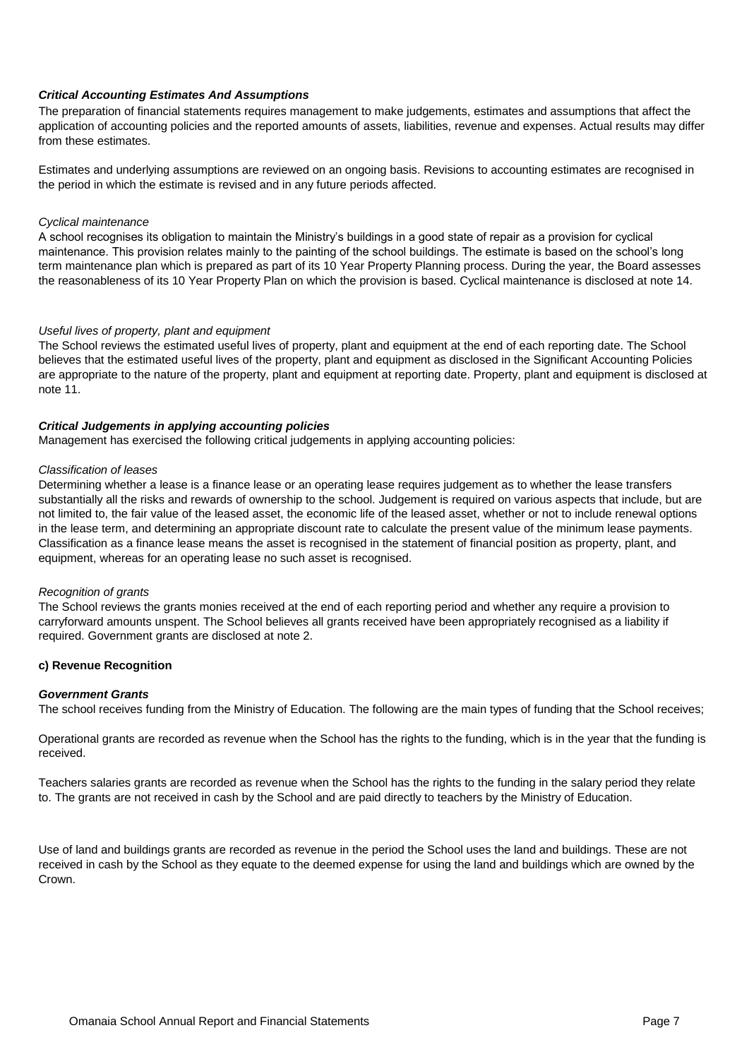***Critical Accounting Estimates And Assumptions***

The preparation of financial statements requires management to make judgements, estimates and assumptions that affect the application of accounting policies and the reported amounts of assets, liabilities, revenue and expenses. Actual results may differ from these estimates.

Estimates and underlying assumptions are reviewed on an ongoing basis. Revisions to accounting estimates are recognised in the period in which the estimate is revised and in any future periods affected.

*Cyclical maintenance*

A school recognises its obligation to maintain the Ministry's buildings in a good state of repair as a provision for cyclical maintenance. This provision relates mainly to the painting of the school buildings. The estimate is based on the school's long term maintenance plan which is prepared as part of its 10 Year Property Planning process. During the year, the Board assesses the reasonableness of its 10 Year Property Plan on which the provision is based. Cyclical maintenance is disclosed at note 14.

*Useful lives of property, plant and equipment*

The School reviews the estimated useful lives of property, plant and equipment at the end of each reporting date. The School believes that the estimated useful lives of the property, plant and equipment as disclosed in the Significant Accounting Policies are appropriate to the nature of the property, plant and equipment at reporting date. Property, plant and equipment is disclosed at note 11.

***Critical Judgements in applying accounting policies***

Management has exercised the following critical judgements in applying accounting policies:

*Classification of leases*

Determining whether a lease is a finance lease or an operating lease requires judgement as to whether the lease transfers substantially all the risks and rewards of ownership to the school. Judgement is required on various aspects that include, but are not limited to, the fair value of the leased asset, the economic life of the leased asset, whether or not to include renewal options in the lease term, and determining an appropriate discount rate to calculate the present value of the minimum lease payments. Classification as a finance lease means the asset is recognised in the statement of financial position as property, plant, and equipment, whereas for an operating lease no such asset is recognised.

*Recognition of grants*

The School reviews the grants monies received at the end of each reporting period and whether any require a provision to carryforward amounts unspent. The School believes all grants received have been appropriately recognised as a liability if required. Government grants are disclosed at note 2.

**c) Revenue Recognition**

***Government Grants***

The school receives funding from the Ministry of Education. The following are the main types of funding that the School receives;

Operational grants are recorded as revenue when the School has the rights to the funding, which is in the year that the funding is received.

Teachers salaries grants are recorded as revenue when the School has the rights to the funding in the salary period they relate to. The grants are not received in cash by the School and are paid directly to teachers by the Ministry of Education.

Use of land and buildings grants are recorded as revenue in the period the School uses the land and buildings. These are not received in cash by the School as they equate to the deemed expense for using the land and buildings which are owned by the Crown.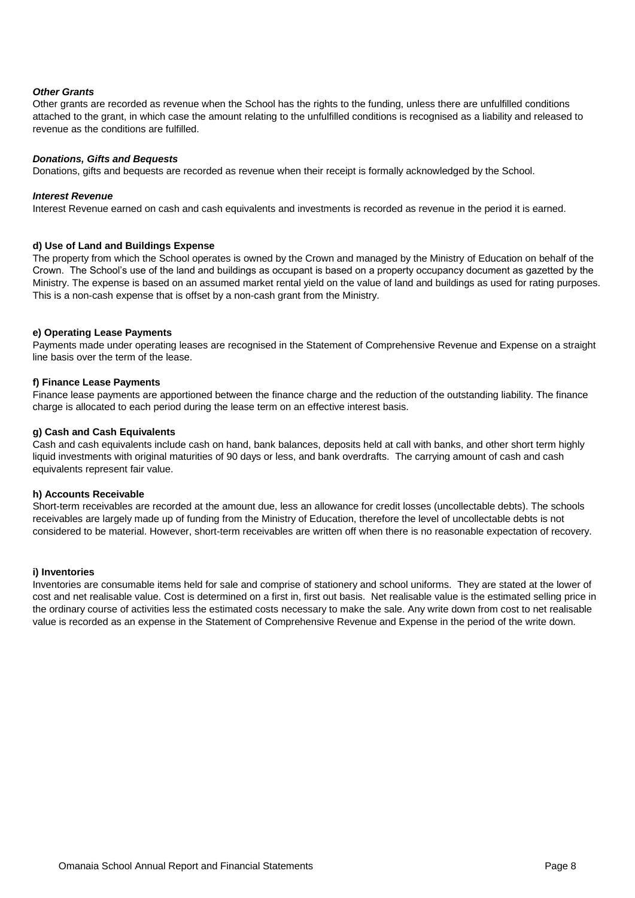***Other Grants***

Other grants are recorded as revenue when the School has the rights to the funding, unless there are unfulfilled conditions attached to the grant, in which case the amount relating to the unfulfilled conditions is recognised as a liability and released to revenue as the conditions are fulfilled.

***Donations, Gifts and Bequests***

Donations, gifts and bequests are recorded as revenue when their receipt is formally acknowledged by the School.

***Interest Revenue***

Interest Revenue earned on cash and cash equivalents and investments is recorded as revenue in the period it is earned.

**d) Use of Land and Buildings Expense**

The property from which the School operates is owned by the Crown and managed by the Ministry of Education on behalf of the Crown. The School's use of the land and buildings as occupant is based on a property occupancy document as gazetted by the Ministry. The expense is based on an assumed market rental yield on the value of land and buildings as used for rating purposes. This is a non-cash expense that is offset by a non-cash grant from the Ministry.

**e) Operating Lease Payments**

Payments made under operating leases are recognised in the Statement of Comprehensive Revenue and Expense on a straight line basis over the term of the lease.

**f) Finance Lease Payments**

Finance lease payments are apportioned between the finance charge and the reduction of the outstanding liability. The finance charge is allocated to each period during the lease term on an effective interest basis.

**g) Cash and Cash Equivalents**

Cash and cash equivalents include cash on hand, bank balances, deposits held at call with banks, and other short term highly liquid investments with original maturities of 90 days or less, and bank overdrafts. The carrying amount of cash and cash equivalents represent fair value.

**h) Accounts Receivable**

Short-term receivables are recorded at the amount due, less an allowance for credit losses (uncollectable debts). The schools receivables are largely made up of funding from the Ministry of Education, therefore the level of uncollectable debts is not considered to be material. However, short-term receivables are written off when there is no reasonable expectation of recovery.

**i) Inventories**

Inventories are consumable items held for sale and comprise of stationery and school uniforms. They are stated at the lower of cost and net realisable value. Cost is determined on a first in, first out basis. Net realisable value is the estimated selling price in the ordinary course of activities less the estimated costs necessary to make the sale. Any write down from cost to net realisable value is recorded as an expense in the Statement of Comprehensive Revenue and Expense in the period of the write down.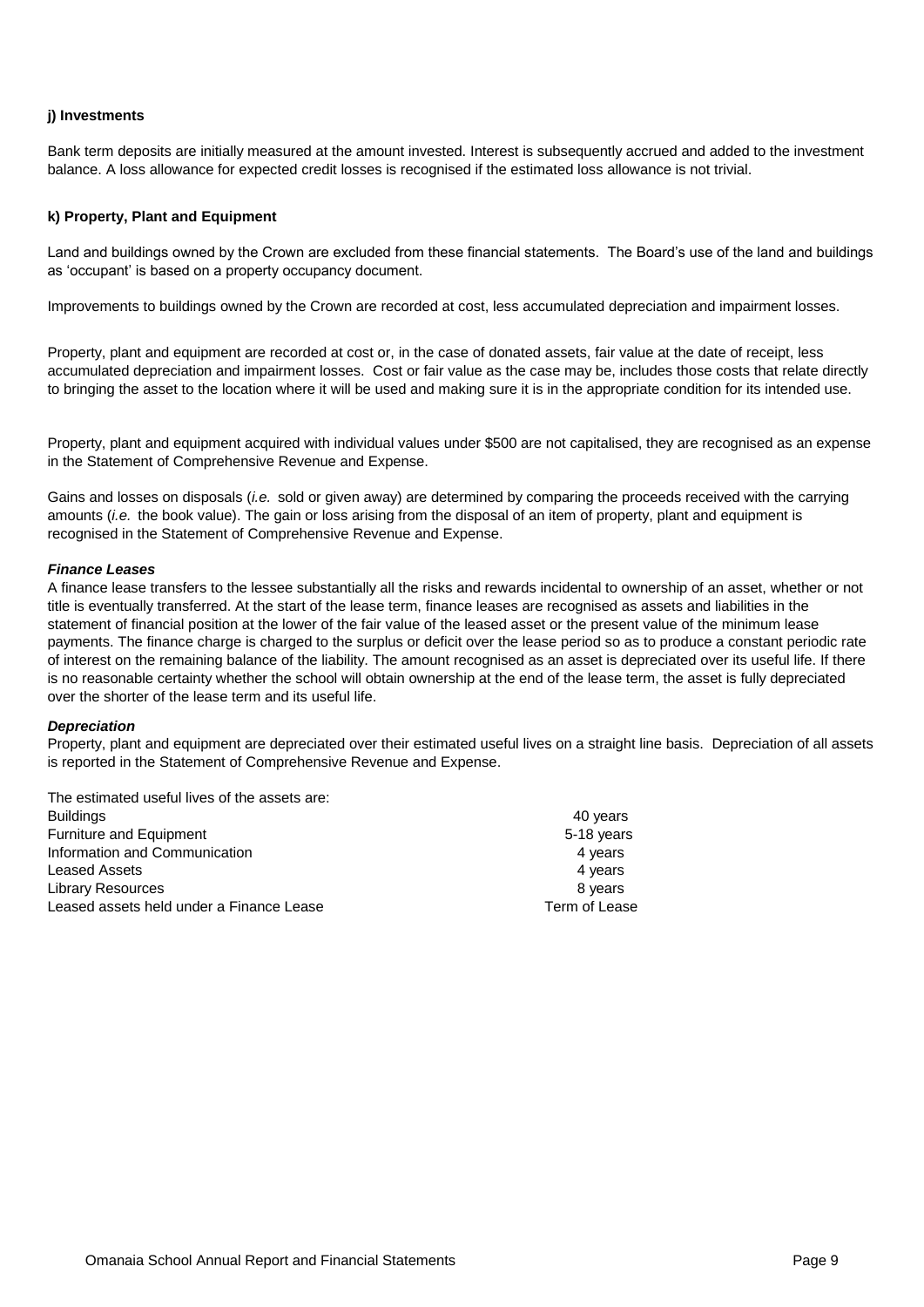**j) Investments**

Bank term deposits are initially measured at the amount invested. Interest is subsequently accrued and added to the investment balance. A loss allowance for expected credit losses is recognised if the estimated loss allowance is not trivial.

**k) Property, Plant and Equipment**

Land and buildings owned by the Crown are excluded from these financial statements. The Board's use of the land and buildings as 'occupant' is based on a property occupancy document.

Improvements to buildings owned by the Crown are recorded at cost, less accumulated depreciation and impairment losses.

Property, plant and equipment are recorded at cost or, in the case of donated assets, fair value at the date of receipt, less accumulated depreciation and impairment losses. Cost or fair value as the case may be, includes those costs that relate directly to bringing the asset to the location where it will be used and making sure it is in the appropriate condition for its intended use.

Property, plant and equipment acquired with individual values under $500 are not capitalised, they are recognised as an expense in the Statement of Comprehensive Revenue and Expense.

Gains and losses on disposals (*i.e.* sold or given away) are determined by comparing the proceeds received with the carrying amounts (*i.e.* the book value). The gain or loss arising from the disposal of an item of property, plant and equipment is recognised in the Statement of Comprehensive Revenue and Expense.

***Finance Leases***

A finance lease transfers to the lessee substantially all the risks and rewards incidental to ownership of an asset, whether or not title is eventually transferred. At the start of the lease term, finance leases are recognised as assets and liabilities in the statement of financial position at the lower of the fair value of the leased asset or the present value of the minimum lease payments. The finance charge is charged to the surplus or deficit over the lease period so as to produce a constant periodic rate of interest on the remaining balance of the liability. The amount recognised as an asset is depreciated over its useful life. If there is no reasonable certainty whether the school will obtain ownership at the end of the lease term, the asset is fully depreciated over the shorter of the lease term and its useful life.

***Depreciation***

Property, plant and equipment are depreciated over their estimated useful lives on a straight line basis. Depreciation of all assets is reported in the Statement of Comprehensive Revenue and Expense.

The estimated useful lives of the assets are:

| | |
|---|---|
| Buildings | 40 years |
| Furniture and Equipment | 5-18 years |
| Information and Communication | 4 years |
| Leased Assets | 4 years |
| Library Resources | 8 years |
| Leased assets held under a Finance Lease | Term of Lease |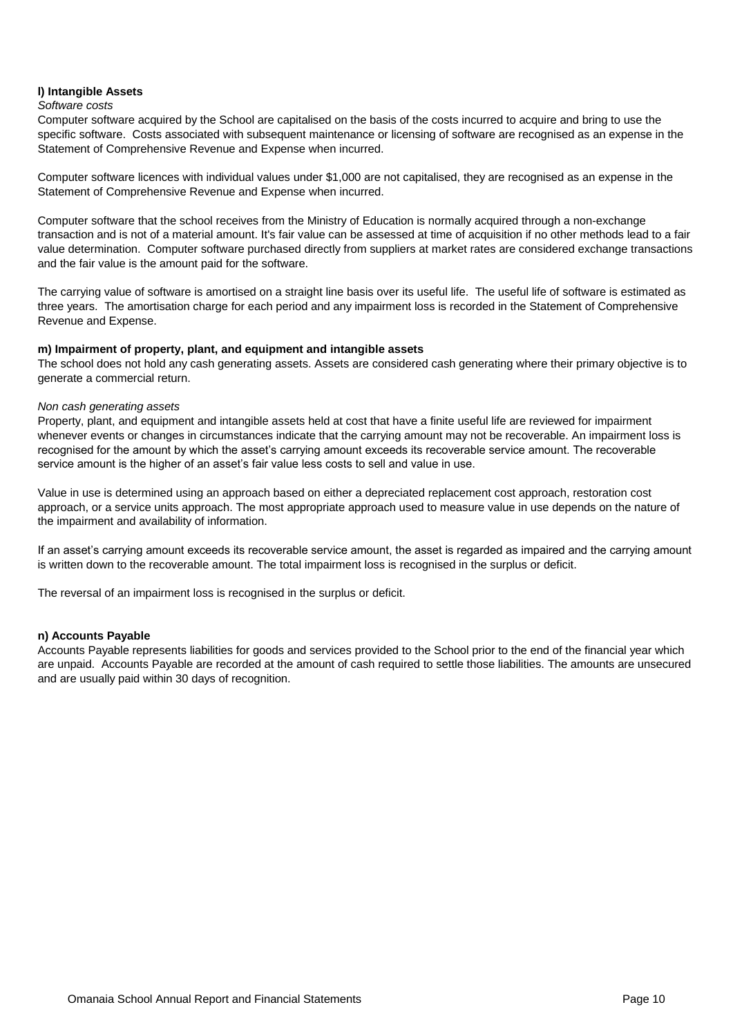**l) Intangible Assets**

*Software costs*

Computer software acquired by the School are capitalised on the basis of the costs incurred to acquire and bring to use the specific software. Costs associated with subsequent maintenance or licensing of software are recognised as an expense in the Statement of Comprehensive Revenue and Expense when incurred.

Computer software licences with individual values under $1,000 are not capitalised, they are recognised as an expense in the Statement of Comprehensive Revenue and Expense when incurred.

Computer software that the school receives from the Ministry of Education is normally acquired through a non-exchange transaction and is not of a material amount. It's fair value can be assessed at time of acquisition if no other methods lead to a fair value determination. Computer software purchased directly from suppliers at market rates are considered exchange transactions and the fair value is the amount paid for the software.

The carrying value of software is amortised on a straight line basis over its useful life. The useful life of software is estimated as three years. The amortisation charge for each period and any impairment loss is recorded in the Statement of Comprehensive Revenue and Expense.

**m) Impairment of property, plant, and equipment and intangible assets**

The school does not hold any cash generating assets. Assets are considered cash generating where their primary objective is to generate a commercial return.

*Non cash generating assets*

Property, plant, and equipment and intangible assets held at cost that have a finite useful life are reviewed for impairment whenever events or changes in circumstances indicate that the carrying amount may not be recoverable. An impairment loss is recognised for the amount by which the asset's carrying amount exceeds its recoverable service amount. The recoverable service amount is the higher of an asset's fair value less costs to sell and value in use.

Value in use is determined using an approach based on either a depreciated replacement cost approach, restoration cost approach, or a service units approach. The most appropriate approach used to measure value in use depends on the nature of the impairment and availability of information.

If an asset's carrying amount exceeds its recoverable service amount, the asset is regarded as impaired and the carrying amount is written down to the recoverable amount. The total impairment loss is recognised in the surplus or deficit.

The reversal of an impairment loss is recognised in the surplus or deficit.

**n) Accounts Payable**

Accounts Payable represents liabilities for goods and services provided to the School prior to the end of the financial year which are unpaid. Accounts Payable are recorded at the amount of cash required to settle those liabilities. The amounts are unsecured and are usually paid within 30 days of recognition.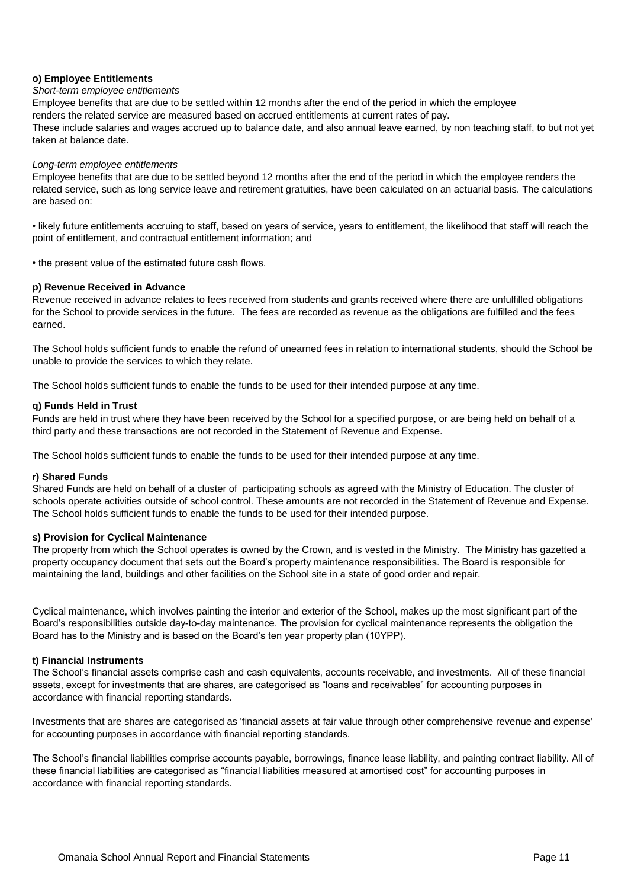**o) Employee Entitlements**

*Short-term employee entitlements*

Employee benefits that are due to be settled within 12 months after the end of the period in which the employee renders the related service are measured based on accrued entitlements at current rates of pay.
These include salaries and wages accrued up to balance date, and also annual leave earned, by non teaching staff, to but not yet taken at balance date.

*Long-term employee entitlements*

Employee benefits that are due to be settled beyond 12 months after the end of the period in which the employee renders the related service, such as long service leave and retirement gratuities, have been calculated on an actuarial basis. The calculations are based on:

• likely future entitlements accruing to staff, based on years of service, years to entitlement, the likelihood that staff will reach the point of entitlement, and contractual entitlement information; and

• the present value of the estimated future cash flows.

**p) Revenue Received in Advance**

Revenue received in advance relates to fees received from students and grants received where there are unfulfilled obligations for the School to provide services in the future. The fees are recorded as revenue as the obligations are fulfilled and the fees earned.

The School holds sufficient funds to enable the refund of unearned fees in relation to international students, should the School be unable to provide the services to which they relate.

The School holds sufficient funds to enable the funds to be used for their intended purpose at any time.

**q) Funds Held in Trust**

Funds are held in trust where they have been received by the School for a specified purpose, or are being held on behalf of a third party and these transactions are not recorded in the Statement of Revenue and Expense.

The School holds sufficient funds to enable the funds to be used for their intended purpose at any time.

**r) Shared Funds**

Shared Funds are held on behalf of a cluster of participating schools as agreed with the Ministry of Education. The cluster of schools operate activities outside of school control. These amounts are not recorded in the Statement of Revenue and Expense. The School holds sufficient funds to enable the funds to be used for their intended purpose.

**s) Provision for Cyclical Maintenance**

The property from which the School operates is owned by the Crown, and is vested in the Ministry. The Ministry has gazetted a property occupancy document that sets out the Board's property maintenance responsibilities. The Board is responsible for maintaining the land, buildings and other facilities on the School site in a state of good order and repair.

Cyclical maintenance, which involves painting the interior and exterior of the School, makes up the most significant part of the Board's responsibilities outside day-to-day maintenance. The provision for cyclical maintenance represents the obligation the Board has to the Ministry and is based on the Board's ten year property plan (10YPP).

**t) Financial Instruments**

The School's financial assets comprise cash and cash equivalents, accounts receivable, and investments. All of these financial assets, except for investments that are shares, are categorised as "loans and receivables" for accounting purposes in accordance with financial reporting standards.

Investments that are shares are categorised as 'financial assets at fair value through other comprehensive revenue and expense' for accounting purposes in accordance with financial reporting standards.

The School's financial liabilities comprise accounts payable, borrowings, finance lease liability, and painting contract liability. All of these financial liabilities are categorised as "financial liabilities measured at amortised cost" for accounting purposes in accordance with financial reporting standards.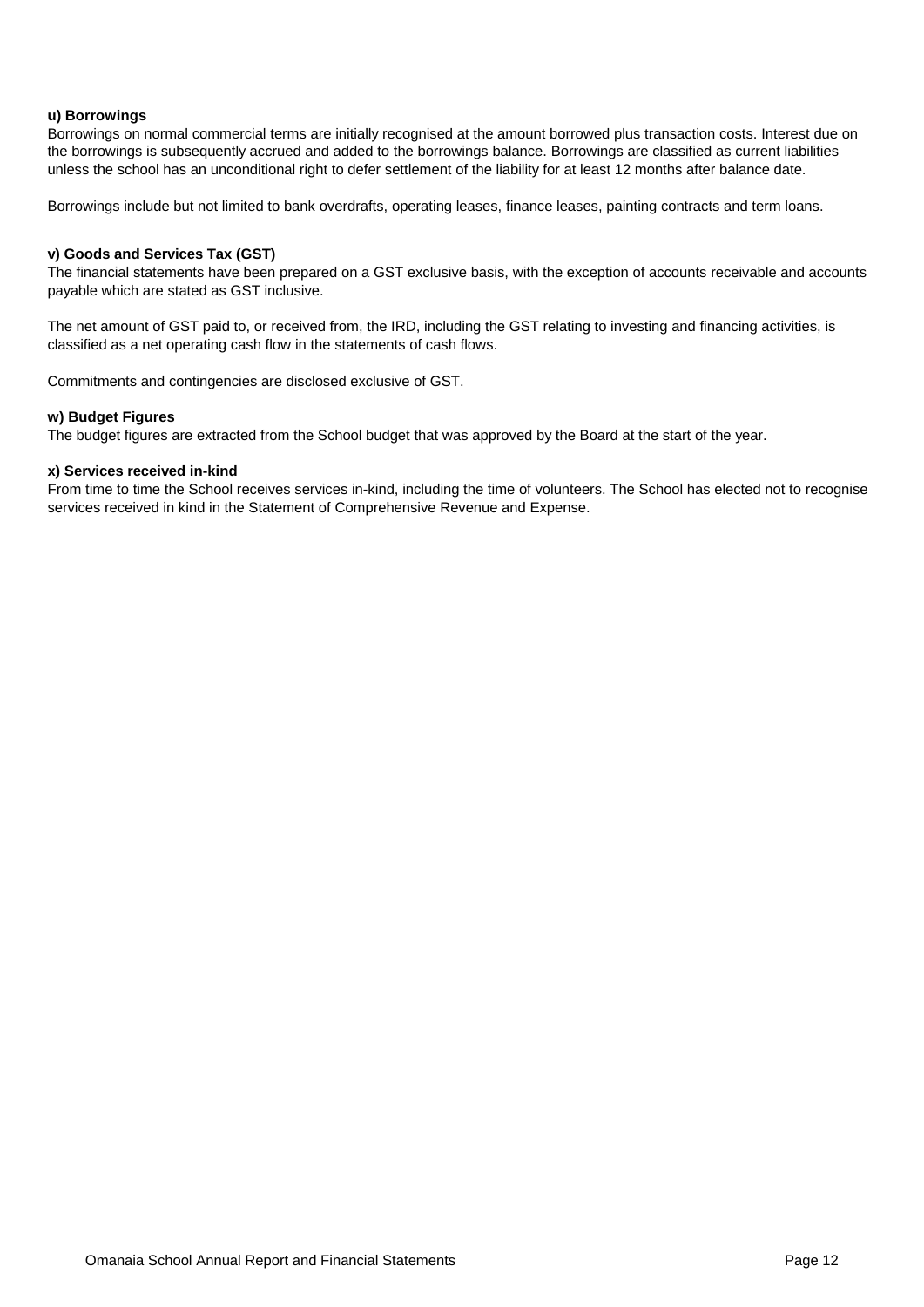**u) Borrowings**

Borrowings on normal commercial terms are initially recognised at the amount borrowed plus transaction costs. Interest due on the borrowings is subsequently accrued and added to the borrowings balance. Borrowings are classified as current liabilities unless the school has an unconditional right to defer settlement of the liability for at least 12 months after balance date.

Borrowings include but not limited to bank overdrafts, operating leases, finance leases, painting contracts and term loans.

**v) Goods and Services Tax (GST)**

The financial statements have been prepared on a GST exclusive basis, with the exception of accounts receivable and accounts payable which are stated as GST inclusive.

The net amount of GST paid to, or received from, the IRD, including the GST relating to investing and financing activities, is classified as a net operating cash flow in the statements of cash flows.

Commitments and contingencies are disclosed exclusive of GST.

**w) Budget Figures**

The budget figures are extracted from the School budget that was approved by the Board at the start of the year.

**x) Services received in-kind**

From time to time the School receives services in-kind, including the time of volunteers. The School has elected not to recognise services received in kind in the Statement of Comprehensive Revenue and Expense.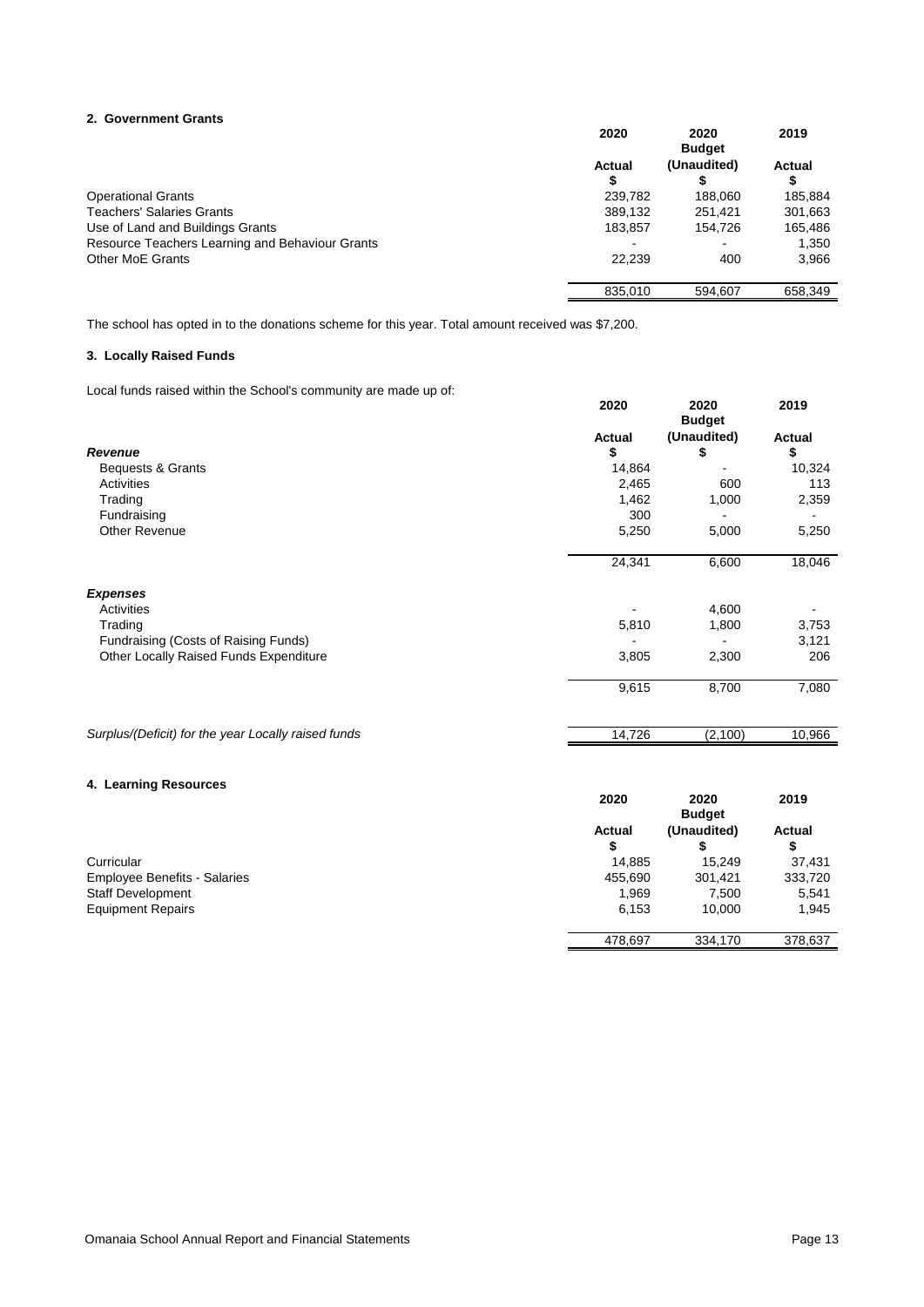## 2. Government Grants

| | 2020 Actual $ | 2020 Budget (Unaudited) $ | 2019 Actual $ |
|---|---|---|---|
| Operational Grants | 239,782 | 188,060 | 185,884 |
| Teachers' Salaries Grants | 389,132 | 251,421 | 301,663 |
| Use of Land and Buildings Grants | 183,857 | 154,726 | 165,486 |
| Resource Teachers Learning and Behaviour Grants | - | - | 1,350 |
| Other MoE Grants | 22,239 | 400 | 3,966 |
| | 835,010 | 594,607 | 658,349 |

The school has opted in to the donations scheme for this year. Total amount received was $7,200.

## 3. Locally Raised Funds

Local funds raised within the School's community are made up of:

| | 2020 Actual $ | 2020 Budget (Unaudited) $ | 2019 Actual $ |
|---|---|---|---|
| ***Revenue*** | | | |
| Bequests & Grants | 14,864 | - | 10,324 |
| Activities | 2,465 | 600 | 113 |
| Trading | 1,462 | 1,000 | 2,359 |
| Fundraising | 300 | - | - |
| Other Revenue | 5,250 | 5,000 | 5,250 |
| | 24,341 | 6,600 | 18,046 |
| ***Expenses*** | | | |
| Activities | - | 4,600 | - |
| Trading | 5,810 | 1,800 | 3,753 |
| Fundraising (Costs of Raising Funds) | - | - | 3,121 |
| Other Locally Raised Funds Expenditure | 3,805 | 2,300 | 206 |
| | 9,615 | 8,700 | 7,080 |
| *Surplus/(Deficit) for the year Locally raised funds* | 14,726 | (2,100) | 10,966 |

## 4. Learning Resources

| | 2020 Actual $ | 2020 Budget (Unaudited) $ | 2019 Actual $ |
|---|---|---|---|
| Curricular | 14,885 | 15,249 | 37,431 |
| Employee Benefits - Salaries | 455,690 | 301,421 | 333,720 |
| Staff Development | 1,969 | 7,500 | 5,541 |
| Equipment Repairs | 6,153 | 10,000 | 1,945 |
| | 478,697 | 334,170 | 378,637 |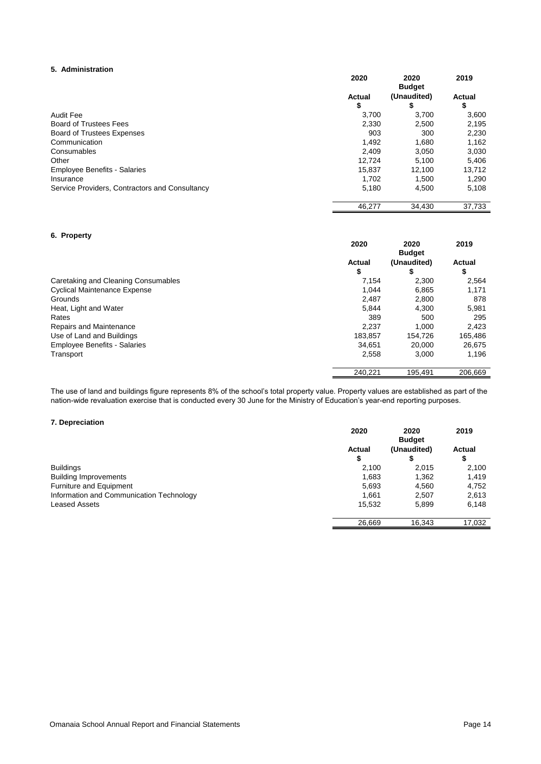### 5. Administration

| | 2020 | 2020 Budget | 2019 |
|---|---|---|---|
| | Actual | (Unaudited) | Actual |
| | $ | $ | $ |
| Audit Fee | 3,700 | 3,700 | 3,600 |
| Board of Trustees Fees | 2,330 | 2,500 | 2,195 |
| Board of Trustees Expenses | 903 | 300 | 2,230 |
| Communication | 1,492 | 1,680 | 1,162 |
| Consumables | 2,409 | 3,050 | 3,030 |
| Other | 12,724 | 5,100 | 5,406 |
| Employee Benefits - Salaries | 15,837 | 12,100 | 13,712 |
| Insurance | 1,702 | 1,500 | 1,290 |
| Service Providers, Contractors and Consultancy | 5,180 | 4,500 | 5,108 |
| | 46,277 | 34,430 | 37,733 |

### 6. Property

| | 2020 | 2020 Budget | 2019 |
|---|---|---|---|
| | Actual | (Unaudited) | Actual |
| | $ | $ | $ |
| Caretaking and Cleaning Consumables | 7,154 | 2,300 | 2,564 |
| Cyclical Maintenance Expense | 1,044 | 6,865 | 1,171 |
| Grounds | 2,487 | 2,800 | 878 |
| Heat, Light and Water | 5,844 | 4,300 | 5,981 |
| Rates | 389 | 500 | 295 |
| Repairs and Maintenance | 2,237 | 1,000 | 2,423 |
| Use of Land and Buildings | 183,857 | 154,726 | 165,486 |
| Employee Benefits - Salaries | 34,651 | 20,000 | 26,675 |
| Transport | 2,558 | 3,000 | 1,196 |
| | 240,221 | 195,491 | 206,669 |

The use of land and buildings figure represents 8% of the school's total property value. Property values are established as part of the nation-wide revaluation exercise that is conducted every 30 June for the Ministry of Education's year-end reporting purposes.

### 7. Depreciation

| | 2020 | 2020 Budget | 2019 |
|---|---|---|---|
| | Actual | (Unaudited) | Actual |
| | $ | $ | $ |
| Buildings | 2,100 | 2,015 | 2,100 |
| Building Improvements | 1,683 | 1,362 | 1,419 |
| Furniture and Equipment | 5,693 | 4,560 | 4,752 |
| Information and Communication Technology | 1,661 | 2,507 | 2,613 |
| Leased Assets | 15,532 | 5,899 | 6,148 |
| | 26,669 | 16,343 | 17,032 |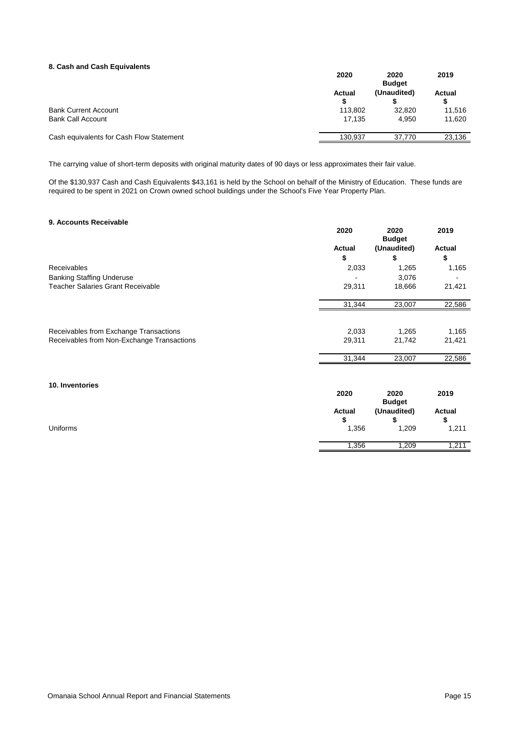### 8. Cash and Cash Equivalents

| | 2020 Actual $ | 2020 Budget (Unaudited) $ | 2019 Actual $ |
|---|---|---|---|
| Bank Current Account | 113,802 | 32,820 | 11,516 |
| Bank Call Account | 17,135 | 4,950 | 11,620 |
| Cash equivalents for Cash Flow Statement | 130,937 | 37,770 | 23,136 |

The carrying value of short-term deposits with original maturity dates of 90 days or less approximates their fair value.

Of the $130,937 Cash and Cash Equivalents $43,161 is held by the School on behalf of the Ministry of Education. These funds are required to be spent in 2021 on Crown owned school buildings under the School's Five Year Property Plan.

### 9. Accounts Receivable

| | 2020 Actual $ | 2020 Budget (Unaudited) $ | 2019 Actual $ |
|---|---|---|---|
| Receivables | 2,033 | 1,265 | 1,165 |
| Banking Staffing Underuse | - | 3,076 | - |
| Teacher Salaries Grant Receivable | 29,311 | 18,666 | 21,421 |
| | 31,344 | 23,007 | 22,586 |
| | | | |
| Receivables from Exchange Transactions | 2,033 | 1,265 | 1,165 |
| Receivables from Non-Exchange Transactions | 29,311 | 21,742 | 21,421 |
| | 31,344 | 23,007 | 22,586 |

### 10. Inventories

| | 2020 Actual $ | 2020 Budget (Unaudited) $ | 2019 Actual $ |
|---|---|---|---|
| Uniforms | 1,356 | 1,209 | 1,211 |
| | 1,356 | 1,209 | 1,211 |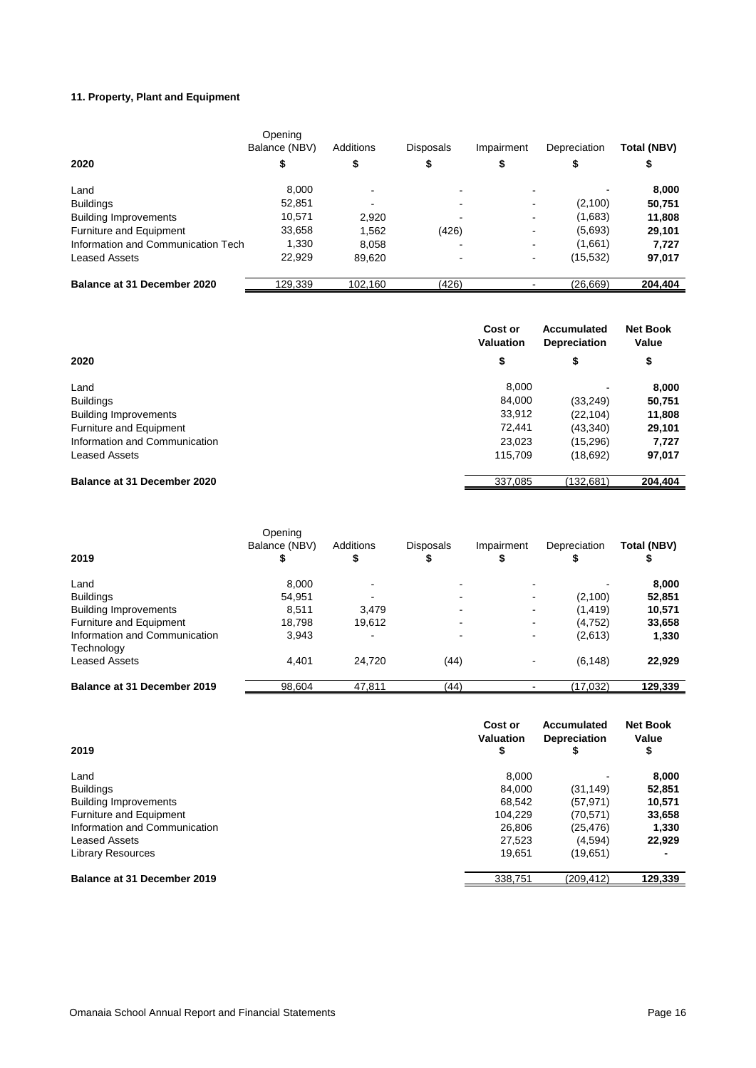### 11. Property, Plant and Equipment

| 2020 | Opening Balance (NBV) $ | Additions $ | Disposals $ | Impairment $ | Depreciation $ | Total (NBV) $ |
|---|---|---|---|---|---|---|
| Land | 8,000 | - | - | - | - | **8,000** |
| Buildings | 52,851 | - | - | - | (2,100) | **50,751** |
| Building Improvements | 10,571 | 2,920 | - | - | (1,683) | **11,808** |
| Furniture and Equipment | 33,658 | 1,562 | (426) | - | (5,693) | **29,101** |
| Information and Communication Tech | 1,330 | 8,058 | - | - | (1,661) | **7,727** |
| Leased Assets | 22,929 | 89,620 | - | - | (15,532) | **97,017** |
| **Balance at 31 December 2020** | 129,339 | 102,160 | (426) | - | (26,669) | **204,404** |

| 2020 | Cost or Valuation $ | Accumulated Depreciation $ | Net Book Value $ |
|---|---|---|---|
| Land | 8,000 | - | **8,000** |
| Buildings | 84,000 | (33,249) | **50,751** |
| Building Improvements | 33,912 | (22,104) | **11,808** |
| Furniture and Equipment | 72,441 | (43,340) | **29,101** |
| Information and Communication | 23,023 | (15,296) | **7,727** |
| Leased Assets | 115,709 | (18,692) | **97,017** |
| **Balance at 31 December 2020** | 337,085 | (132,681) | **204,404** |

| 2019 | Opening Balance (NBV) $ | Additions $ | Disposals $ | Impairment $ | Depreciation $ | Total (NBV) $ |
|---|---|---|---|---|---|---|
| Land | 8,000 | - | - | - | - | **8,000** |
| Buildings | 54,951 | - | - | - | (2,100) | **52,851** |
| Building Improvements | 8,511 | 3,479 | - | - | (1,419) | **10,571** |
| Furniture and Equipment | 18,798 | 19,612 | - | - | (4,752) | **33,658** |
| Information and Communication Technology | 3,943 | - | - | - | (2,613) | **1,330** |
| Leased Assets | 4,401 | 24,720 | (44) | - | (6,148) | **22,929** |
| **Balance at 31 December 2019** | 98,604 | 47,811 | (44) | - | (17,032) | **129,339** |

| 2019 | Cost or Valuation $ | Accumulated Depreciation $ | Net Book Value $ |
|---|---|---|---|
| Land | 8,000 | - | **8,000** |
| Buildings | 84,000 | (31,149) | **52,851** |
| Building Improvements | 68,542 | (57,971) | **10,571** |
| Furniture and Equipment | 104,229 | (70,571) | **33,658** |
| Information and Communication | 26,806 | (25,476) | **1,330** |
| Leased Assets | 27,523 | (4,594) | **22,929** |
| Library Resources | 19,651 | (19,651) | **-** |
| **Balance at 31 December 2019** | 338,751 | (209,412) | **129,339** |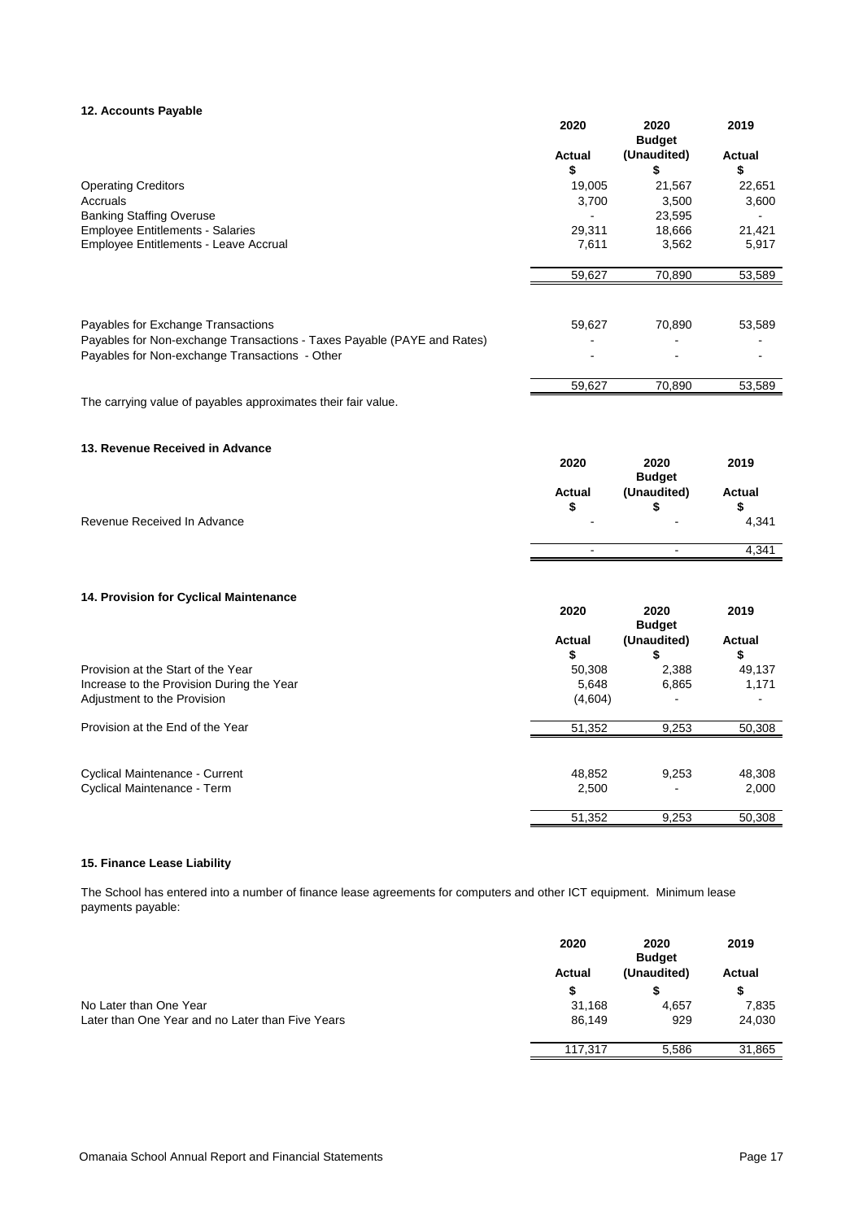### 12. Accounts Payable

| | 2020 | 2020 | 2019 |
|---|---|---|---|
| | | Budget | |
| | Actual | (Unaudited) | Actual |
| | $ | $ | $ |
| Operating Creditors | 19,005 | 21,567 | 22,651 |
| Accruals | 3,700 | 3,500 | 3,600 |
| Banking Staffing Overuse | - | 23,595 | - |
| Employee Entitlements - Salaries | 29,311 | 18,666 | 21,421 |
| Employee Entitlements - Leave Accrual | 7,611 | 3,562 | 5,917 |
| | 59,627 | 70,890 | 53,589 |
| | | | |
| Payables for Exchange Transactions | 59,627 | 70,890 | 53,589 |
| Payables for Non-exchange Transactions - Taxes Payable (PAYE and Rates) | - | - | - |
| Payables for Non-exchange Transactions - Other | - | - | - |
| | 59,627 | 70,890 | 53,589 |

The carrying value of payables approximates their fair value.

### 13. Revenue Received in Advance

| | 2020 | 2020 | 2019 |
|---|---|---|---|
| | | Budget | |
| | Actual | (Unaudited) | Actual |
| | $ | $ | $ |
| Revenue Received In Advance | - | - | 4,341 |
| | - | - | 4,341 |

### 14. Provision for Cyclical Maintenance

| | 2020 | 2020 | 2019 |
|---|---|---|---|
| | | Budget | |
| | Actual | (Unaudited) | Actual |
| | $ | $ | $ |
| Provision at the Start of the Year | 50,308 | 2,388 | 49,137 |
| Increase to the Provision During the Year | 5,648 | 6,865 | 1,171 |
| Adjustment to the Provision | (4,604) | - | - |
| Provision at the End of the Year | 51,352 | 9,253 | 50,308 |
| | | | |
| Cyclical Maintenance - Current | 48,852 | 9,253 | 48,308 |
| Cyclical Maintenance - Term | 2,500 | - | 2,000 |
| | 51,352 | 9,253 | 50,308 |

### 15. Finance Lease Liability

The School has entered into a number of finance lease agreements for computers and other ICT equipment. Minimum lease payments payable:

| | 2020 | 2020 | 2019 |
|---|---|---|---|
| | | Budget | |
| | Actual | (Unaudited) | Actual |
| | $ | $ | $ |
| No Later than One Year | 31,168 | 4,657 | 7,835 |
| Later than One Year and no Later than Five Years | 86,149 | 929 | 24,030 |
| | 117,317 | 5,586 | 31,865 |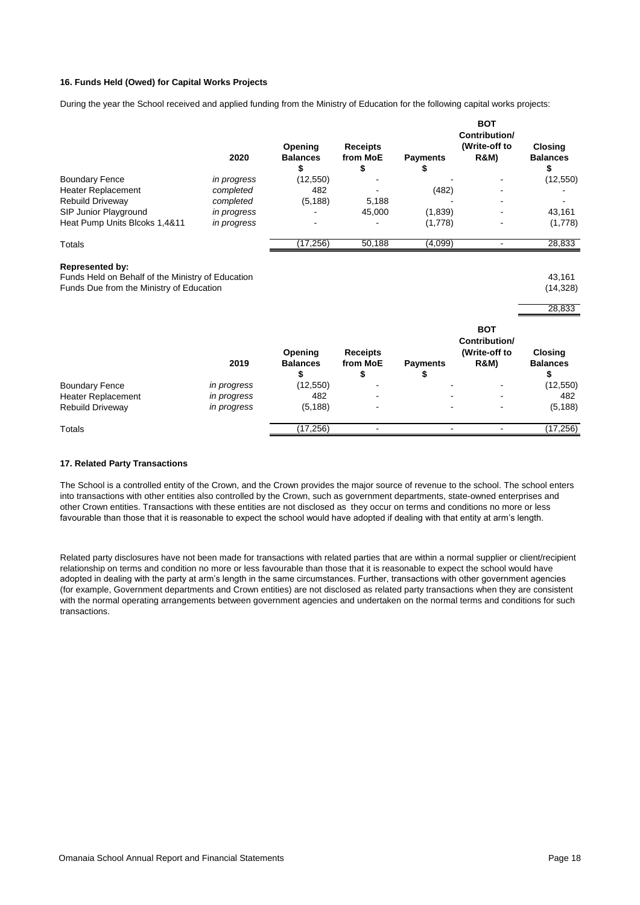### 16. Funds Held (Owed) for Capital Works Projects

During the year the School received and applied funding from the Ministry of Education for the following capital works projects:

| | 2020 | Opening Balances $ | Receipts from MoE $ | Payments $ | BOT Contribution/ (Write-off to R&M) | Closing Balances $ |
|---|---|---|---|---|---|---|
| Boundary Fence | *in progress* | (12,550) | - | - | - | (12,550) |
| Heater Replacement | *completed* | 482 | - | (482) | - | - |
| Rebuild Driveway | *completed* | (5,188) | 5,188 | - | - | - |
| SIP Junior Playground | *in progress* | - | 45,000 | (1,839) | - | 43,161 |
| Heat Pump Units Blcoks 1,4&11 | *in progress* | - | - | (1,778) | - | (1,778) |
| Totals | | (17,256) | 50,188 | (4,099) | - | 28,833 |

**Represented by:**

| | |
|---|---|
| Funds Held on Behalf of the Ministry of Education | 43,161 |
| Funds Due from the Ministry of Education | (14,328) |
| | 28,833 |

| | 2019 | Opening Balances $ | Receipts from MoE $ | Payments $ | BOT Contribution/ (Write-off to R&M) | Closing Balances $ |
|---|---|---|---|---|---|---|
| Boundary Fence | *in progress* | (12,550) | - | - | - | (12,550) |
| Heater Replacement | *in progress* | 482 | - | - | - | 482 |
| Rebuild Driveway | *in progress* | (5,188) | - | - | - | (5,188) |
| Totals | | (17,256) | - | - | - | (17,256) |

### 17. Related Party Transactions

The School is a controlled entity of the Crown, and the Crown provides the major source of revenue to the school. The school enters into transactions with other entities also controlled by the Crown, such as government departments, state-owned enterprises and other Crown entities. Transactions with these entities are not disclosed as they occur on terms and conditions no more or less favourable than those that it is reasonable to expect the school would have adopted if dealing with that entity at arm's length.

Related party disclosures have not been made for transactions with related parties that are within a normal supplier or client/recipient relationship on terms and condition no more or less favourable than those that it is reasonable to expect the school would have adopted in dealing with the party at arm's length in the same circumstances. Further, transactions with other government agencies (for example, Government departments and Crown entities) are not disclosed as related party transactions when they are consistent with the normal operating arrangements between government agencies and undertaken on the normal terms and conditions for such transactions.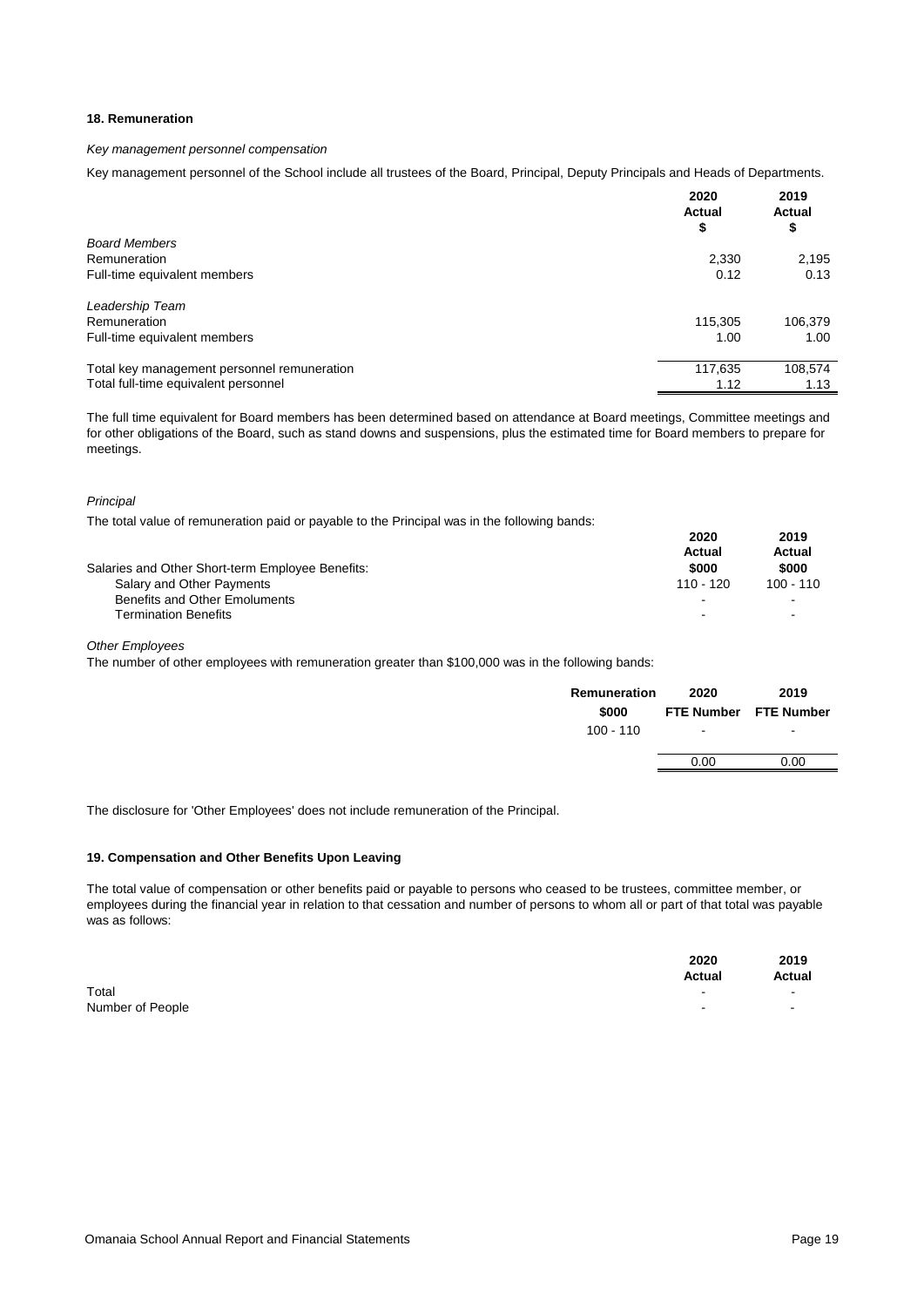### 18. Remuneration

*Key management personnel compensation*

Key management personnel of the School include all trustees of the Board, Principal, Deputy Principals and Heads of Departments.

| | 2020 Actual $ | 2019 Actual $ |
|---|---|---|
| *Board Members* | | |
| Remuneration | 2,330 | 2,195 |
| Full-time equivalent members | 0.12 | 0.13 |
| | | |
| *Leadership Team* | | |
| Remuneration | 115,305 | 106,379 |
| Full-time equivalent members | 1.00 | 1.00 |
| | | |
| Total key management personnel remuneration | 117,635 | 108,574 |
| Total full-time equivalent personnel | 1.12 | 1.13 |

The full time equivalent for Board members has been determined based on attendance at Board meetings, Committee meetings and for other obligations of the Board, such as stand downs and suspensions, plus the estimated time for Board members to prepare for meetings.

*Principal*

The total value of remuneration paid or payable to the Principal was in the following bands:

| | 2020 Actual $000 | 2019 Actual $000 |
|---|---|---|
| Salaries and Other Short-term Employee Benefits: | | |
| Salary and Other Payments | 110 - 120 | 100 - 110 |
| Benefits and Other Emoluments | - | - |
| Termination Benefits | - | - |

*Other Employees*

The number of other employees with remuneration greater than $100,000 was in the following bands:

| Remuneration $000 | 2020 FTE Number | 2019 FTE Number |
|---|---|---|
| 100 - 110 | - | - |
| | 0.00 | 0.00 |

The disclosure for 'Other Employees' does not include remuneration of the Principal.

### 19. Compensation and Other Benefits Upon Leaving

The total value of compensation or other benefits paid or payable to persons who ceased to be trustees, committee member, or employees during the financial year in relation to that cessation and number of persons to whom all or part of that total was payable was as follows:

| | 2020 Actual | 2019 Actual |
|---|---|---|
| Total | - | - |
| Number of People | - | - |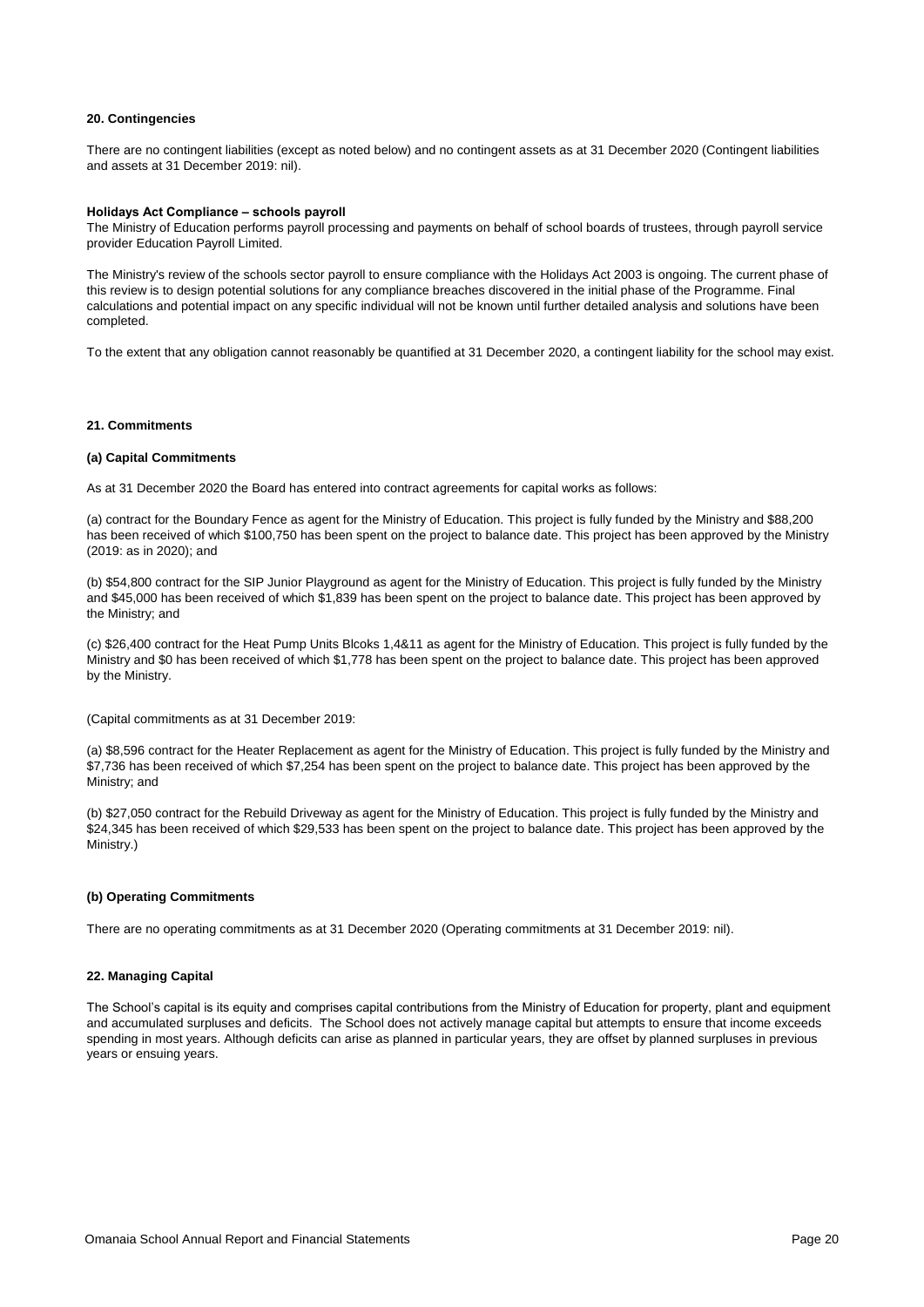**20. Contingencies**

There are no contingent liabilities (except as noted below) and no contingent assets as at 31 December 2020 (Contingent liabilities and assets at 31 December 2019: nil).

**Holidays Act Compliance – schools payroll**

The Ministry of Education performs payroll processing and payments on behalf of school boards of trustees, through payroll service provider Education Payroll Limited.

The Ministry's review of the schools sector payroll to ensure compliance with the Holidays Act 2003 is ongoing. The current phase of this review is to design potential solutions for any compliance breaches discovered in the initial phase of the Programme. Final calculations and potential impact on any specific individual will not be known until further detailed analysis and solutions have been completed.

To the extent that any obligation cannot reasonably be quantified at 31 December 2020, a contingent liability for the school may exist.

**21. Commitments**

**(a) Capital Commitments**

As at 31 December 2020 the Board has entered into contract agreements for capital works as follows:

(a) contract for the Boundary Fence as agent for the Ministry of Education. This project is fully funded by the Ministry and $88,200 has been received of which $100,750 has been spent on the project to balance date. This project has been approved by the Ministry (2019: as in 2020); and

(b) $54,800 contract for the SIP Junior Playground as agent for the Ministry of Education. This project is fully funded by the Ministry and $45,000 has been received of which $1,839 has been spent on the project to balance date. This project has been approved by the Ministry; and

(c) $26,400 contract for the Heat Pump Units Blcoks 1,4&11 as agent for the Ministry of Education. This project is fully funded by the Ministry and $0 has been received of which $1,778 has been spent on the project to balance date. This project has been approved by the Ministry.

(Capital commitments as at 31 December 2019:

(a) $8,596 contract for the Heater Replacement as agent for the Ministry of Education. This project is fully funded by the Ministry and $7,736 has been received of which $7,254 has been spent on the project to balance date. This project has been approved by the Ministry; and

(b) $27,050 contract for the Rebuild Driveway as agent for the Ministry of Education. This project is fully funded by the Ministry and $24,345 has been received of which $29,533 has been spent on the project to balance date. This project has been approved by the Ministry.)

**(b) Operating Commitments**

There are no operating commitments as at 31 December 2020 (Operating commitments at 31 December 2019: nil).

**22. Managing Capital**

The School's capital is its equity and comprises capital contributions from the Ministry of Education for property, plant and equipment and accumulated surpluses and deficits. The School does not actively manage capital but attempts to ensure that income exceeds spending in most years. Although deficits can arise as planned in particular years, they are offset by planned surpluses in previous years or ensuing years.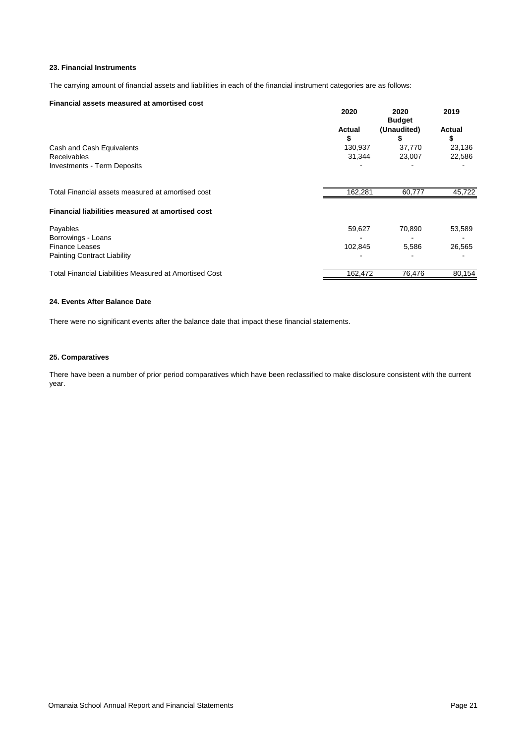## 23. Financial Instruments

The carrying amount of financial assets and liabilities in each of the financial instrument categories are as follows:

| Financial assets measured at amortised cost | 2020 | 2020 Budget | 2019 |
|---|---|---|---|
| | Actual | (Unaudited) | Actual |
| | $ | $ | $ |
| Cash and Cash Equivalents | 130,937 | 37,770 | 23,136 |
| Receivables | 31,344 | 23,007 | 22,586 |
| Investments - Term Deposits | - | - | - |
| Total Financial assets measured at amortised cost | 162,281 | 60,777 | 45,722 |
| **Financial liabilities measured at amortised cost** | | | |
| Payables | 59,627 | 70,890 | 53,589 |
| Borrowings - Loans | - | - | - |
| Finance Leases | 102,845 | 5,586 | 26,565 |
| Painting Contract Liability | - | - | - |
| Total Financial Liabilities Measured at Amortised Cost | 162,472 | 76,476 | 80,154 |

## 24. Events After Balance Date

There were no significant events after the balance date that impact these financial statements.

## 25. Comparatives

There have been a number of prior period comparatives which have been reclassified to make disclosure consistent with the current year.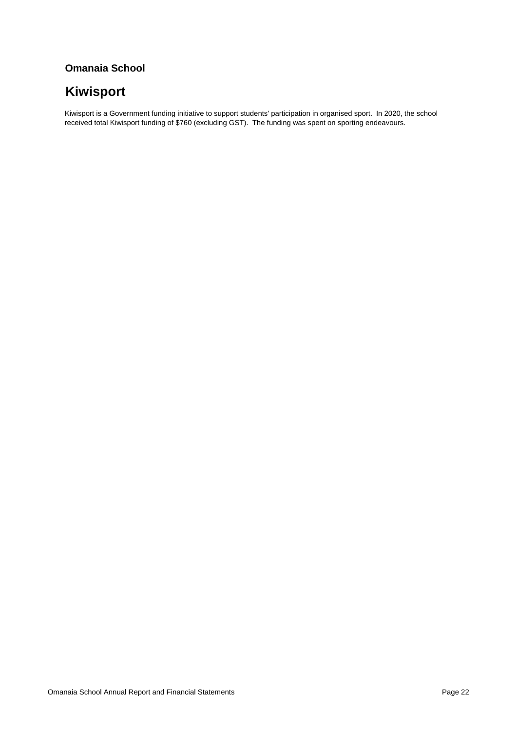**Omanaia School**

# Kiwisport

Kiwisport is a Government funding initiative to support students' participation in organised sport. In 2020, the school received total Kiwisport funding of $760 (excluding GST). The funding was spent on sporting endeavours.